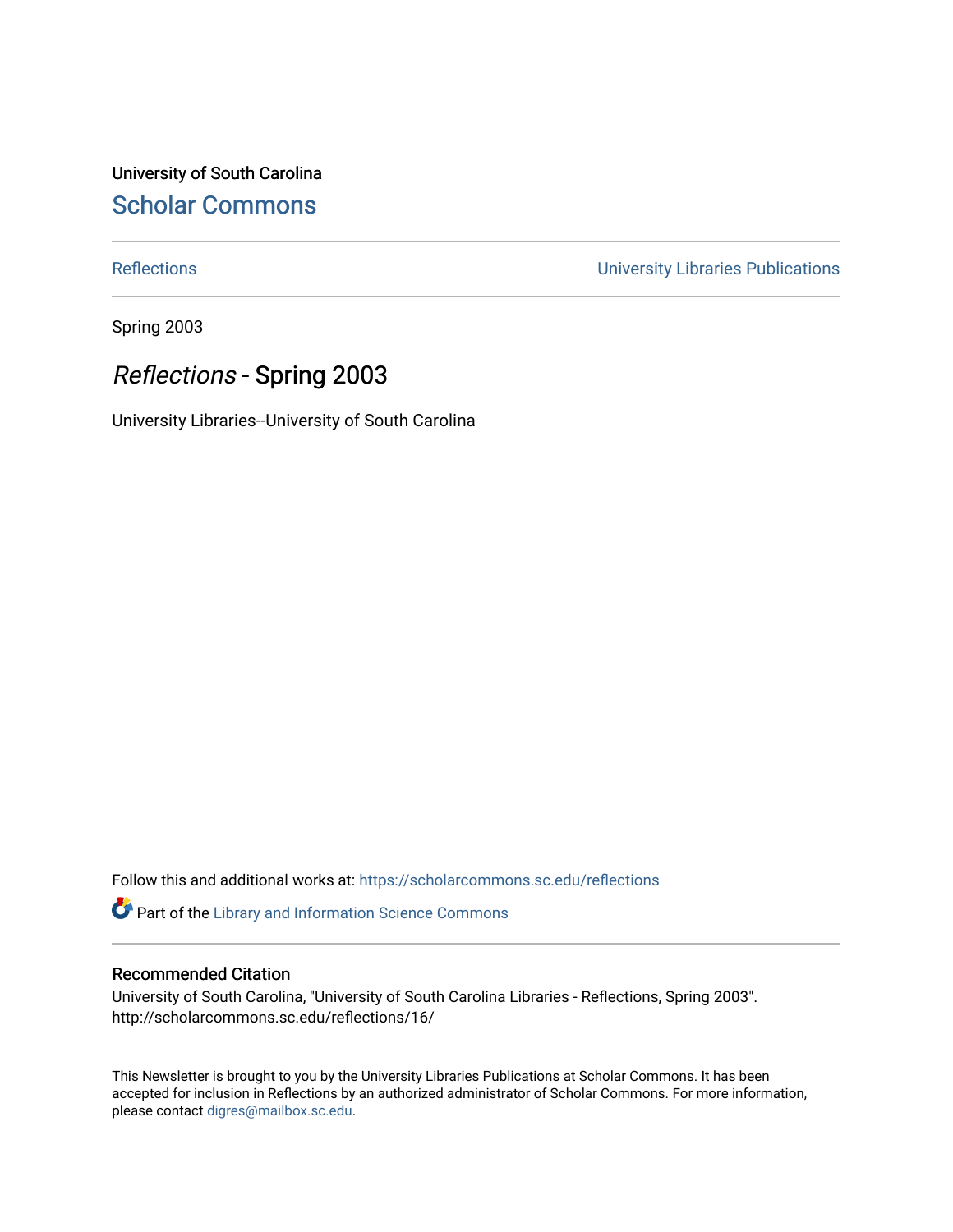University of South Carolina

# Scholar Commons

Reflections | University Libraries Publications

Spring 2003

## *Reflections* - Spring 2003

University Libraries--University of South Carolina

Follow this and additional works at: https://scholarcommons.sc.edu/reflections

Part of the Library and Information Science Commons

### Recommended Citation

University of South Carolina, "University of South Carolina Libraries - Reflections, Spring 2003". http://scholarcommons.sc.edu/reflections/16/

This Newsletter is brought to you by the University Libraries Publications at Scholar Commons. It has been accepted for inclusion in Reflections by an authorized administrator of Scholar Commons. For more information, please contact digres@mailbox.sc.edu.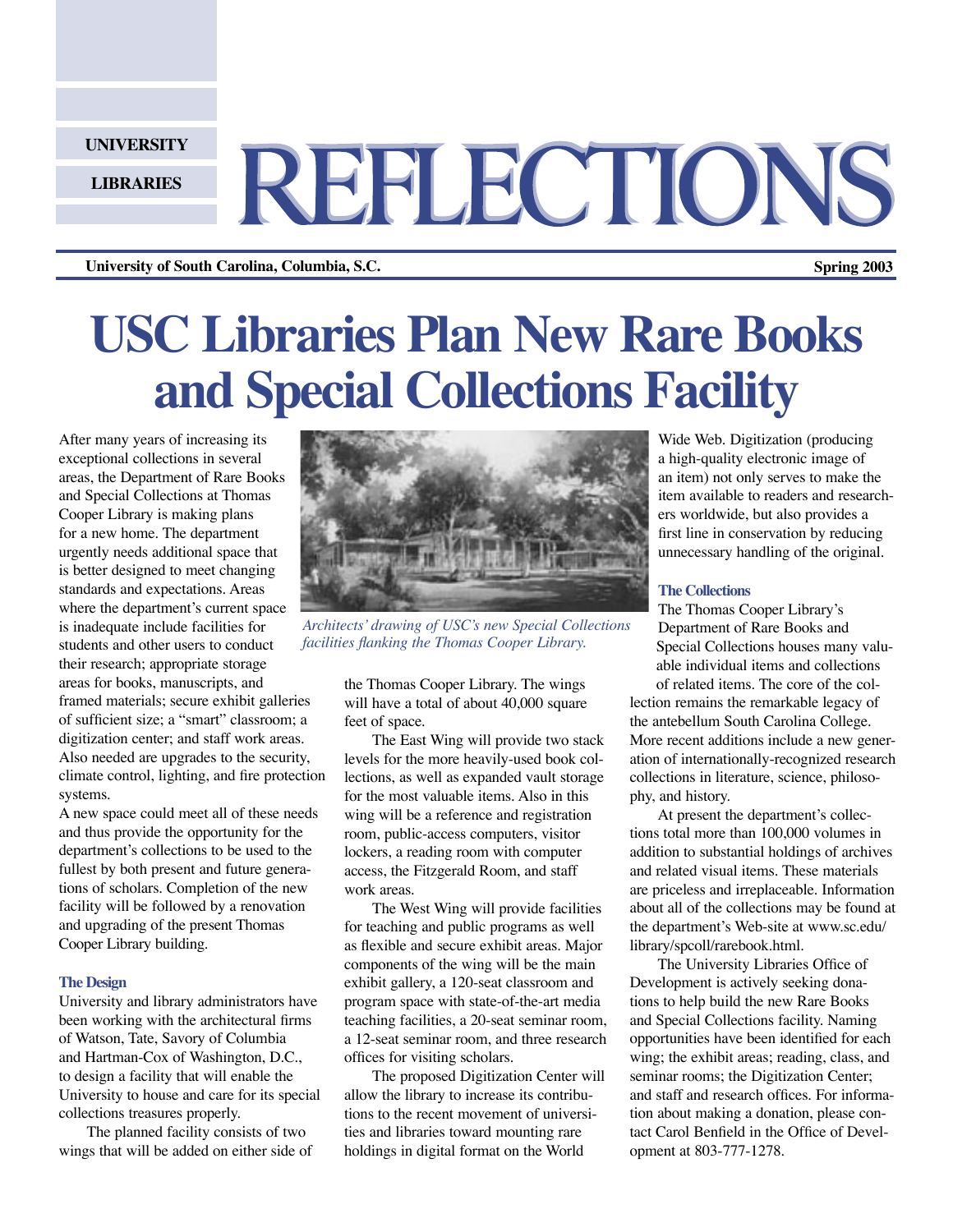UNIVERSITY LIBRARIES

# REFLECTIONS

University of South Carolina, Columbia, S.C. — Spring 2003

# USC Libraries Plan New Rare Books and Special Collections Facility

After many years of increasing its exceptional collections in several areas, the Department of Rare Books and Special Collections at Thomas Cooper Library is making plans for a new home. The department urgently needs additional space that is better designed to meet changing standards and expectations. Areas where the department's current space is inadequate include facilities for students and other users to conduct their research; appropriate storage areas for books, manuscripts, and framed materials; secure exhibit galleries of sufficient size; a "smart" classroom; a digitization center; and staff work areas. Also needed are upgrades to the security, climate control, lighting, and fire protection systems.

A new space could meet all of these needs and thus provide the opportunity for the department's collections to be used to the fullest by both present and future generations of scholars. Completion of the new facility will be followed by a renovation and upgrading of the present Thomas Cooper Library building.

*Architects' drawing of USC's new Special Collections facilities flanking the Thomas Cooper Library.*

### The Design

University and library administrators have been working with the architectural firms of Watson, Tate, Savory of Columbia and Hartman-Cox of Washington, D.C., to design a facility that will enable the University to house and care for its special collections treasures properly.

The planned facility consists of two wings that will be added on either side of the Thomas Cooper Library. The wings will have a total of about 40,000 square feet of space.

The East Wing will provide two stack levels for the more heavily-used book collections, as well as expanded vault storage for the most valuable items. Also in this wing will be a reference and registration room, public-access computers, visitor lockers, a reading room with computer access, the Fitzgerald Room, and staff work areas.

The West Wing will provide facilities for teaching and public programs as well as flexible and secure exhibit areas. Major components of the wing will be the main exhibit gallery, a 120-seat classroom and program space with state-of-the-art media teaching facilities, a 20-seat seminar room, a 12-seat seminar room, and three research offices for visiting scholars.

The proposed Digitization Center will allow the library to increase its contributions to the recent movement of universities and libraries toward mounting rare holdings in digital format on the World Wide Web. Digitization (producing a high-quality electronic image of an item) not only serves to make the item available to readers and researchers worldwide, but also provides a first line in conservation by reducing unnecessary handling of the original.

### The Collections

The Thomas Cooper Library's Department of Rare Books and Special Collections houses many valuable individual items and collections of related items. The core of the collection remains the remarkable legacy of the antebellum South Carolina College. More recent additions include a new generation of internationally-recognized research collections in literature, science, philosophy, and history.

At present the department's collections total more than 100,000 volumes in addition to substantial holdings of archives and related visual items. These materials are priceless and irreplaceable. Information about all of the collections may be found at the department's Web-site at www.sc.edu/library/spcoll/rarebook.html.

The University Libraries Office of Development is actively seeking donations to help build the new Rare Books and Special Collections facility. Naming opportunities have been identified for each wing; the exhibit areas; reading, class, and seminar rooms; the Digitization Center; and staff and research offices. For information about making a donation, please contact Carol Benfield in the Office of Development at 803-777-1278.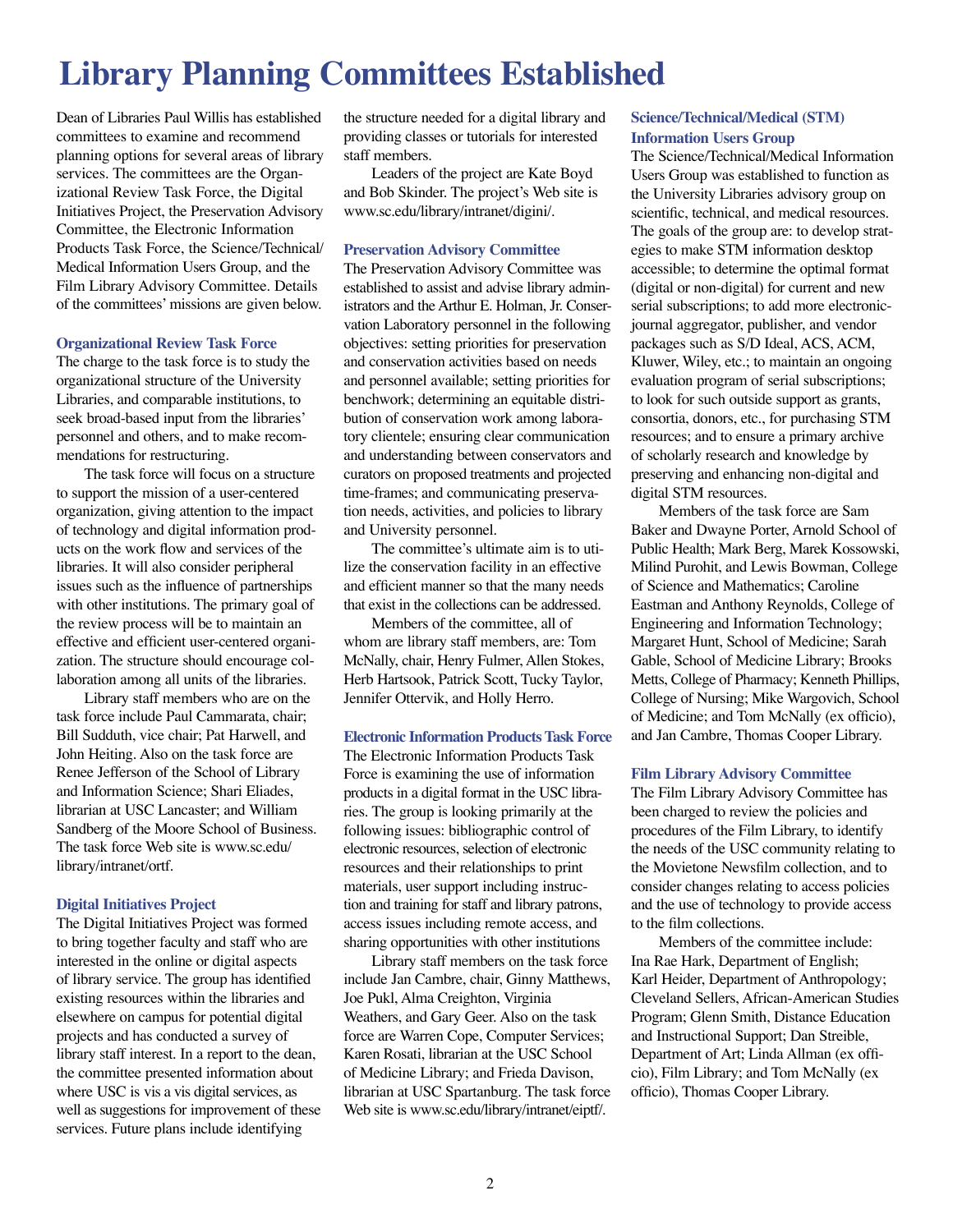# Library Planning Committees Established

Dean of Libraries Paul Willis has established committees to examine and recommend planning options for several areas of library services. The committees are the Organizational Review Task Force, the Digital Initiatives Project, the Preservation Advisory Committee, the Electronic Information Products Task Force, the Science/Technical/Medical Information Users Group, and the Film Library Advisory Committee. Details of the committees' missions are given below.

## Organizational Review Task Force

The charge to the task force is to study the organizational structure of the University Libraries, and comparable institutions, to seek broad-based input from the libraries' personnel and others, and to make recommendations for restructuring.

The task force will focus on a structure to support the mission of a user-centered organization, giving attention to the impact of technology and digital information products on the work flow and services of the libraries. It will also consider peripheral issues such as the influence of partnerships with other institutions. The primary goal of the review process will be to maintain an effective and efficient user-centered organization. The structure should encourage collaboration among all units of the libraries.

Library staff members who are on the task force include Paul Cammarata, chair; Bill Sudduth, vice chair; Pat Harwell, and John Heiting. Also on the task force are Renee Jefferson of the School of Library and Information Science; Shari Eliades, librarian at USC Lancaster; and William Sandberg of the Moore School of Business. The task force Web site is www.sc.edu/library/intranet/ortf.

## Digital Initiatives Project

The Digital Initiatives Project was formed to bring together faculty and staff who are interested in the online or digital aspects of library service. The group has identified existing resources within the libraries and elsewhere on campus for potential digital projects and has conducted a survey of library staff interest. In a report to the dean, the committee presented information about where USC is vis a vis digital services, as well as suggestions for improvement of these services. Future plans include identifying the structure needed for a digital library and providing classes or tutorials for interested staff members.

Leaders of the project are Kate Boyd and Bob Skinder. The project's Web site is www.sc.edu/library/intranet/digini/.

## Preservation Advisory Committee

The Preservation Advisory Committee was established to assist and advise library administrators and the Arthur E. Holman, Jr. Conservation Laboratory personnel in the following objectives: setting priorities for preservation and conservation activities based on needs and personnel available; setting priorities for benchwork; determining an equitable distribution of conservation work among laboratory clientele; ensuring clear communication and understanding between conservators and curators on proposed treatments and projected time-frames; and communicating preservation needs, activities, and policies to library and University personnel.

The committee's ultimate aim is to utilize the conservation facility in an effective and efficient manner so that the many needs that exist in the collections can be addressed.

Members of the committee, all of whom are library staff members, are: Tom McNally, chair, Henry Fulmer, Allen Stokes, Herb Hartsook, Patrick Scott, Tucky Taylor, Jennifer Ottervik, and Holly Herro.

## Electronic Information Products Task Force

The Electronic Information Products Task Force is examining the use of information products in a digital format in the USC libraries. The group is looking primarily at the following issues: bibliographic control of electronic resources, selection of electronic resources and their relationships to print materials, user support including instruction and training for staff and library patrons, access issues including remote access, and sharing opportunities with other institutions

Library staff members on the task force include Jan Cambre, chair, Ginny Matthews, Joe Pukl, Alma Creighton, Virginia Weathers, and Gary Geer. Also on the task force are Warren Cope, Computer Services; Karen Rosati, librarian at the USC School of Medicine Library; and Frieda Davison, librarian at USC Spartanburg. The task force Web site is www.sc.edu/library/intranet/eiptf/.

## Science/Technical/Medical (STM) Information Users Group

The Science/Technical/Medical Information Users Group was established to function as the University Libraries advisory group on scientific, technical, and medical resources. The goals of the group are: to develop strategies to make STM information desktop accessible; to determine the optimal format (digital or non-digital) for current and new serial subscriptions; to add more electronic-journal aggregator, publisher, and vendor packages such as S/D Ideal, ACS, ACM, Kluwer, Wiley, etc.; to maintain an ongoing evaluation program of serial subscriptions; to look for such outside support as grants, consortia, donors, etc., for purchasing STM resources; and to ensure a primary archive of scholarly research and knowledge by preserving and enhancing non-digital and digital STM resources.

Members of the task force are Sam Baker and Dwayne Porter, Arnold School of Public Health; Mark Berg, Marek Kossowski, Milind Purohit, and Lewis Bowman, College of Science and Mathematics; Caroline Eastman and Anthony Reynolds, College of Engineering and Information Technology; Margaret Hunt, School of Medicine; Sarah Gable, School of Medicine Library; Brooks Metts, College of Pharmacy; Kenneth Phillips, College of Nursing; Mike Wargovich, School of Medicine; and Tom McNally (ex officio), and Jan Cambre, Thomas Cooper Library.

## Film Library Advisory Committee

The Film Library Advisory Committee has been charged to review the policies and procedures of the Film Library, to identify the needs of the USC community relating to the Movietone Newsfilm collection, and to consider changes relating to access policies and the use of technology to provide access to the film collections.

Members of the committee include: Ina Rae Hark, Department of English; Karl Heider, Department of Anthropology; Cleveland Sellers, African-American Studies Program; Glenn Smith, Distance Education and Instructional Support; Dan Streible, Department of Art; Linda Allman (ex officio), Film Library; and Tom McNally (ex officio), Thomas Cooper Library.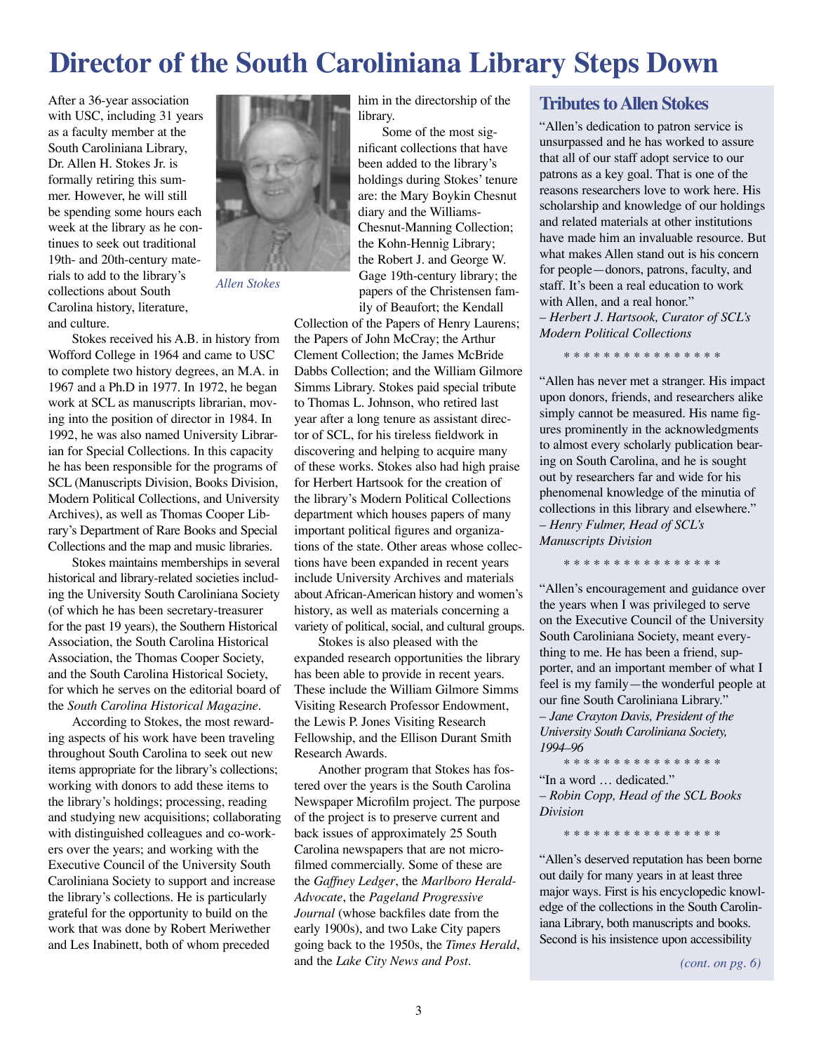# Director of the South Caroliniana Library Steps Down

After a 36-year association with USC, including 31 years as a faculty member at the South Caroliniana Library, Dr. Allen H. Stokes Jr. is formally retiring this summer. However, he will still be spending some hours each week at the library as he continues to seek out traditional 19th- and 20th-century materials to add to the library's collections about South Carolina history, literature, and culture.

*Allen Stokes*

Stokes received his A.B. in history from Wofford College in 1964 and came to USC to complete two history degrees, an M.A. in 1967 and a Ph.D in 1977. In 1972, he began work at SCL as manuscripts librarian, moving into the position of director in 1984. In 1992, he was also named University Librarian for Special Collections. In this capacity he has been responsible for the programs of SCL (Manuscripts Division, Books Division, Modern Political Collections, and University Archives), as well as Thomas Cooper Library's Department of Rare Books and Special Collections and the map and music libraries.

Stokes maintains memberships in several historical and library-related societies including the University South Caroliniana Society (of which he has been secretary-treasurer for the past 19 years), the Southern Historical Association, the South Carolina Historical Association, the Thomas Cooper Society, and the South Carolina Historical Society, for which he serves on the editorial board of the *South Carolina Historical Magazine*.

According to Stokes, the most rewarding aspects of his work have been traveling throughout South Carolina to seek out new items appropriate for the library's collections; working with donors to add these items to the library's holdings; processing, reading and studying new acquisitions; collaborating with distinguished colleagues and co-workers over the years; and working with the Executive Council of the University South Caroliniana Society to support and increase the library's collections. He is particularly grateful for the opportunity to build on the work that was done by Robert Meriwether and Les Inabinett, both of whom preceded him in the directorship of the library.

Some of the most significant collections that have been added to the library's holdings during Stokes' tenure are: the Mary Boykin Chesnut diary and the Williams-Chesnut-Manning Collection; the Kohn-Hennig Library; the Robert J. and George W. Gage 19th-century library; the papers of the Christensen family of Beaufort; the Kendall Collection of the Papers of Henry Laurens; the Papers of John McCray; the Arthur Clement Collection; the James McBride Dabbs Collection; and the William Gilmore Simms Library. Stokes paid special tribute to Thomas L. Johnson, who retired last year after a long tenure as assistant director of SCL, for his tireless fieldwork in discovering and helping to acquire many of these works. Stokes also had high praise for Herbert Hartsook for the creation of the library's Modern Political Collections department which houses papers of many important political figures and organizations of the state. Other areas whose collections have been expanded in recent years include University Archives and materials about African-American history and women's history, as well as materials concerning a variety of political, social, and cultural groups.

Stokes is also pleased with the expanded research opportunities the library has been able to provide in recent years. These include the William Gilmore Simms Visiting Research Professor Endowment, the Lewis P. Jones Visiting Research Fellowship, and the Ellison Durant Smith Research Awards.

Another program that Stokes has fostered over the years is the South Carolina Newspaper Microfilm project. The purpose of the project is to preserve current and back issues of approximately 25 South Carolina newspapers that are not microfilmed commercially. Some of these are the *Gaffney Ledger*, the *Marlboro Herald-Advocate*, the *Pageland Progressive Journal* (whose backfiles date from the early 1900s), and two Lake City papers going back to the 1950s, the *Times Herald*, and the *Lake City News and Post*.

## Tributes to Allen Stokes

"Allen's dedication to patron service is unsurpassed and he has worked to assure that all of our staff adopt service to our patrons as a key goal. That is one of the reasons researchers love to work here. His scholarship and knowledge of our holdings and related materials at other institutions have made him an invaluable resource. But what makes Allen stand out is his concern for people—donors, patrons, faculty, and staff. It's been a real education to work with Allen, and a real honor."
*– Herbert J. Hartsook, Curator of SCL's Modern Political Collections*

\* \* \* \* \* \* \* \* \* \* \* \* \* \* \* \*

"Allen has never met a stranger. His impact upon donors, friends, and researchers alike simply cannot be measured. His name figures prominently in the acknowledgments to almost every scholarly publication bearing on South Carolina, and he is sought out by researchers far and wide for his phenomenal knowledge of the minutia of collections in this library and elsewhere."
*– Henry Fulmer, Head of SCL's Manuscripts Division*

\* \* \* \* \* \* \* \* \* \* \* \* \* \* \* \*

"Allen's encouragement and guidance over the years when I was privileged to serve on the Executive Council of the University South Caroliniana Society, meant everything to me. He has been a friend, supporter, and an important member of what I feel is my family—the wonderful people at our fine South Caroliniana Library."
*– Jane Crayton Davis, President of the University South Caroliniana Society, 1994–96*

\* \* \* \* \* \* \* \* \* \* \* \* \* \* \* \*

"In a word … dedicated."
*– Robin Copp, Head of the SCL Books Division*

\* \* \* \* \* \* \* \* \* \* \* \* \* \* \* \*

"Allen's deserved reputation has been borne out daily for many years in at least three major ways. First is his encyclopedic knowledge of the collections in the South Caroliniana Library, both manuscripts and books. Second is his insistence upon accessibility

*(cont. on pg. 6)*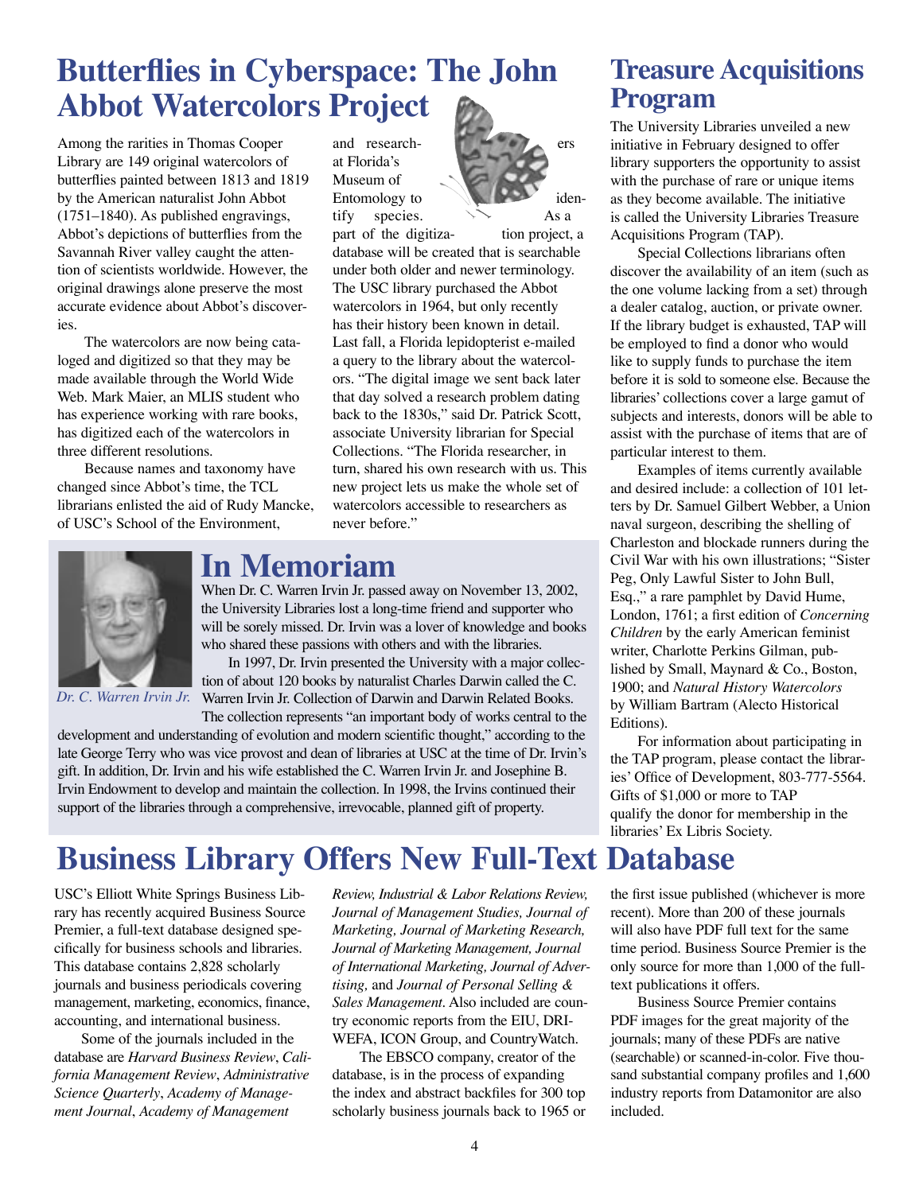# Butterflies in Cyberspace: The John Abbot Watercolors Project

Among the rarities in Thomas Cooper Library are 149 original watercolors of butterflies painted between 1813 and 1819 by the American naturalist John Abbot (1751–1840). As published engravings, Abbot's depictions of butterflies from the Savannah River valley caught the attention of scientists worldwide. However, the original drawings alone preserve the most accurate evidence about Abbot's discoveries.

The watercolors are now being cataloged and digitized so that they may be made available through the World Wide Web. Mark Maier, an MLIS student who has experience working with rare books, has digitized each of the watercolors in three different resolutions.

Because names and taxonomy have changed since Abbot's time, the TCL librarians enlisted the aid of Rudy Mancke, of USC's School of the Environment, and researchers at Florida's Museum of Entomology to identify species. As a part of the digitization project, a database will be created that is searchable under both older and newer terminology. The USC library purchased the Abbot watercolors in 1964, but only recently has their history been known in detail. Last fall, a Florida lepidopterist e-mailed a query to the library about the watercolors. "The digital image we sent back later that day solved a research problem dating back to the 1830s," said Dr. Patrick Scott, associate University librarian for Special Collections. "The Florida researcher, in turn, shared his own research with us. This new project lets us make the whole set of watercolors accessible to researchers as never before."

# In Memoriam

*Dr. C. Warren Irvin Jr.*

When Dr. C. Warren Irvin Jr. passed away on November 13, 2002, the University Libraries lost a long-time friend and supporter who will be sorely missed. Dr. Irvin was a lover of knowledge and books who shared these passions with others and with the libraries.

In 1997, Dr. Irvin presented the University with a major collection of about 120 books by naturalist Charles Darwin called the C. Warren Irvin Jr. Collection of Darwin and Darwin Related Books. The collection represents "an important body of works central to the development and understanding of evolution and modern scientific thought," according to the late George Terry who was vice provost and dean of libraries at USC at the time of Dr. Irvin's gift. In addition, Dr. Irvin and his wife established the C. Warren Irvin Jr. and Josephine B. Irvin Endowment to develop and maintain the collection. In 1998, the Irvins continued their support of the libraries through a comprehensive, irrevocable, planned gift of property.

# Treasure Acquisitions Program

The University Libraries unveiled a new initiative in February designed to offer library supporters the opportunity to assist with the purchase of rare or unique items as they become available. The initiative is called the University Libraries Treasure Acquisitions Program (TAP).

Special Collections librarians often discover the availability of an item (such as the one volume lacking from a set) through a dealer catalog, auction, or private owner. If the library budget is exhausted, TAP will be employed to find a donor who would like to supply funds to purchase the item before it is sold to someone else. Because the libraries' collections cover a large gamut of subjects and interests, donors will be able to assist with the purchase of items that are of particular interest to them.

Examples of items currently available and desired include: a collection of 101 letters by Dr. Samuel Gilbert Webber, a Union naval surgeon, describing the shelling of Charleston and blockade runners during the Civil War with his own illustrations; "Sister Peg, Only Lawful Sister to John Bull, Esq.," a rare pamphlet by David Hume, London, 1761; a first edition of *Concerning Children* by the early American feminist writer, Charlotte Perkins Gilman, published by Small, Maynard & Co., Boston, 1900; and *Natural History Watercolors* by William Bartram (Alecto Historical Editions).

For information about participating in the TAP program, please contact the libraries' Office of Development, 803-777-5564. Gifts of $1,000 or more to TAP qualify the donor for membership in the libraries' Ex Libris Society.

# Business Library Offers New Full-Text Database

USC's Elliott White Springs Business Library has recently acquired Business Source Premier, a full-text database designed specifically for business schools and libraries. This database contains 2,828 scholarly journals and business periodicals covering management, marketing, economics, finance, accounting, and international business.

Some of the journals included in the database are *Harvard Business Review*, *California Management Review*, *Administrative Science Quarterly*, *Academy of Management Journal*, *Academy of Management Review, Industrial & Labor Relations Review, Journal of Management Studies, Journal of Marketing, Journal of Marketing Research, Journal of Marketing Management, Journal of International Marketing, Journal of Advertising,* and *Journal of Personal Selling & Sales Management*. Also included are country economic reports from the EIU, DRI-WEFA, ICON Group, and CountryWatch.

The EBSCO company, creator of the database, is in the process of expanding the index and abstract backfiles for 300 top scholarly business journals back to 1965 or the first issue published (whichever is more recent). More than 200 of these journals will also have PDF full text for the same time period. Business Source Premier is the only source for more than 1,000 of the full-text publications it offers.

Business Source Premier contains PDF images for the great majority of the journals; many of these PDFs are native (searchable) or scanned-in-color. Five thousand substantial company profiles and 1,600 industry reports from Datamonitor are also included.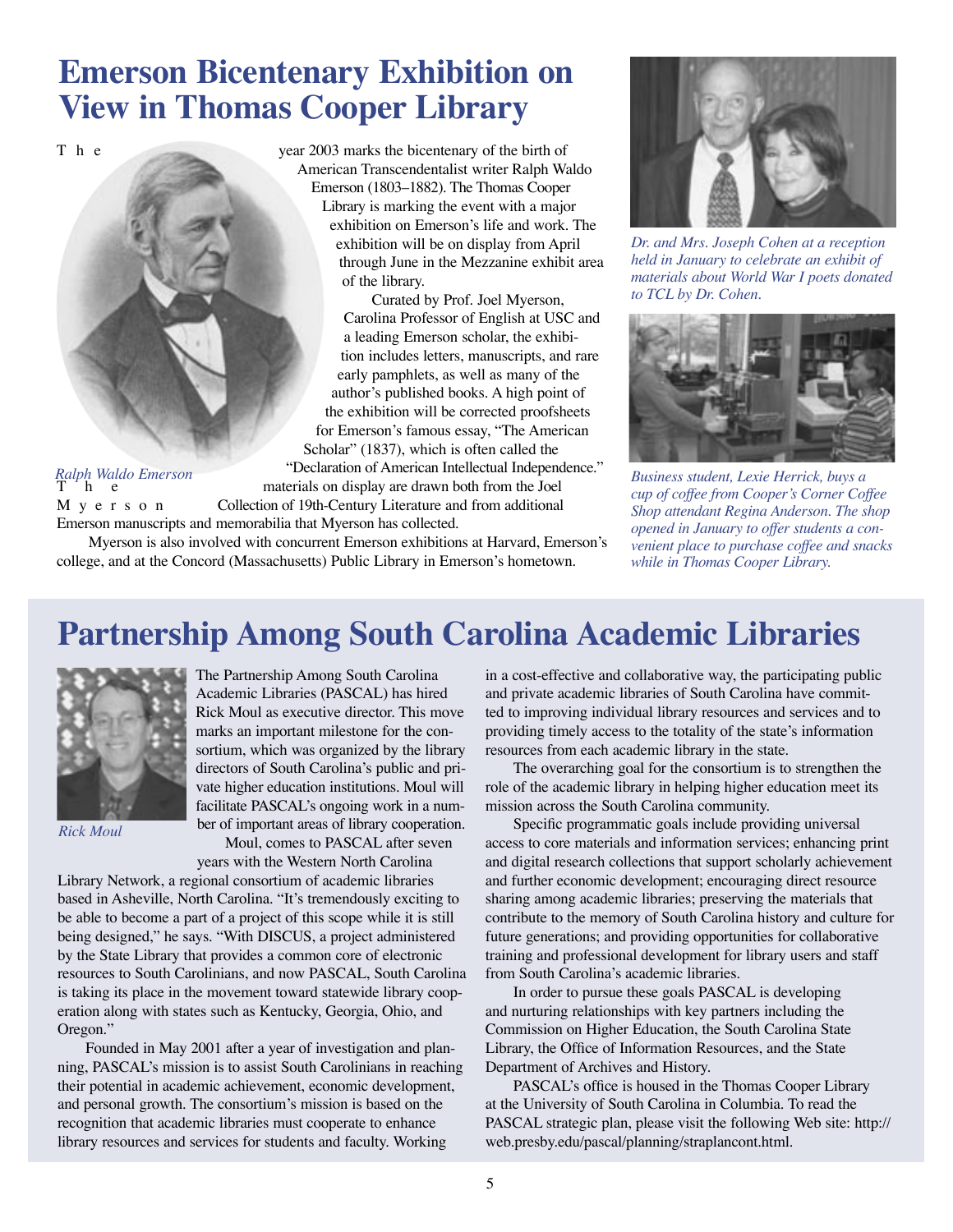# Emerson Bicentenary Exhibition on View in Thomas Cooper Library

The year 2003 marks the bicentenary of the birth of American Transcendentalist writer Ralph Waldo Emerson (1803–1882). The Thomas Cooper Library is marking the event with a major exhibition on Emerson's life and work. The exhibition will be on display from April through June in the Mezzanine exhibit area of the library.

Curated by Prof. Joel Myerson, Carolina Professor of English at USC and a leading Emerson scholar, the exhibition includes letters, manuscripts, and rare early pamphlets, as well as many of the author's published books. A high point of the exhibition will be corrected proofsheets for Emerson's famous essay, "The American Scholar" (1837), which is often called the "Declaration of American Intellectual Independence." The materials on display are drawn both from the Joel Myerson Collection of 19th-Century Literature and from additional Emerson manuscripts and memorabilia that Myerson has collected.

*Ralph Waldo Emerson*

Myerson is also involved with concurrent Emerson exhibitions at Harvard, Emerson's college, and at the Concord (Massachusetts) Public Library in Emerson's hometown.

*Dr. and Mrs. Joseph Cohen at a reception held in January to celebrate an exhibit of materials about World War I poets donated to TCL by Dr. Cohen.*

*Business student, Lexie Herrick, buys a cup of coffee from Cooper's Corner Coffee Shop attendant Regina Anderson. The shop opened in January to offer students a convenient place to purchase coffee and snacks while in Thomas Cooper Library.*

# Partnership Among South Carolina Academic Libraries

*Rick Moul*

The Partnership Among South Carolina Academic Libraries (PASCAL) has hired Rick Moul as executive director. This move marks an important milestone for the consortium, which was organized by the library directors of South Carolina's public and private higher education institutions. Moul will facilitate PASCAL's ongoing work in a number of important areas of library cooperation.

Moul, comes to PASCAL after seven years with the Western North Carolina Library Network, a regional consortium of academic libraries based in Asheville, North Carolina. "It's tremendously exciting to be able to become a part of a project of this scope while it is still being designed," he says. "With DISCUS, a project administered by the State Library that provides a common core of electronic resources to South Carolinians, and now PASCAL, South Carolina is taking its place in the movement toward statewide library cooperation along with states such as Kentucky, Georgia, Ohio, and Oregon."

Founded in May 2001 after a year of investigation and planning, PASCAL's mission is to assist South Carolinians in reaching their potential in academic achievement, economic development, and personal growth. The consortium's mission is based on the recognition that academic libraries must cooperate to enhance library resources and services for students and faculty. Working in a cost-effective and collaborative way, the participating public and private academic libraries of South Carolina have committed to improving individual library resources and services and to providing timely access to the totality of the state's information resources from each academic library in the state.

The overarching goal for the consortium is to strengthen the role of the academic library in helping higher education meet its mission across the South Carolina community.

Specific programmatic goals include providing universal access to core materials and information services; enhancing print and digital research collections that support scholarly achievement and further economic development; encouraging direct resource sharing among academic libraries; preserving the materials that contribute to the memory of South Carolina history and culture for future generations; and providing opportunities for collaborative training and professional development for library users and staff from South Carolina's academic libraries.

In order to pursue these goals PASCAL is developing and nurturing relationships with key partners including the Commission on Higher Education, the South Carolina State Library, the Office of Information Resources, and the State Department of Archives and History.

PASCAL's office is housed in the Thomas Cooper Library at the University of South Carolina in Columbia. To read the PASCAL strategic plan, please visit the following Web site: http://web.presby.edu/pascal/planning/straplancont.html.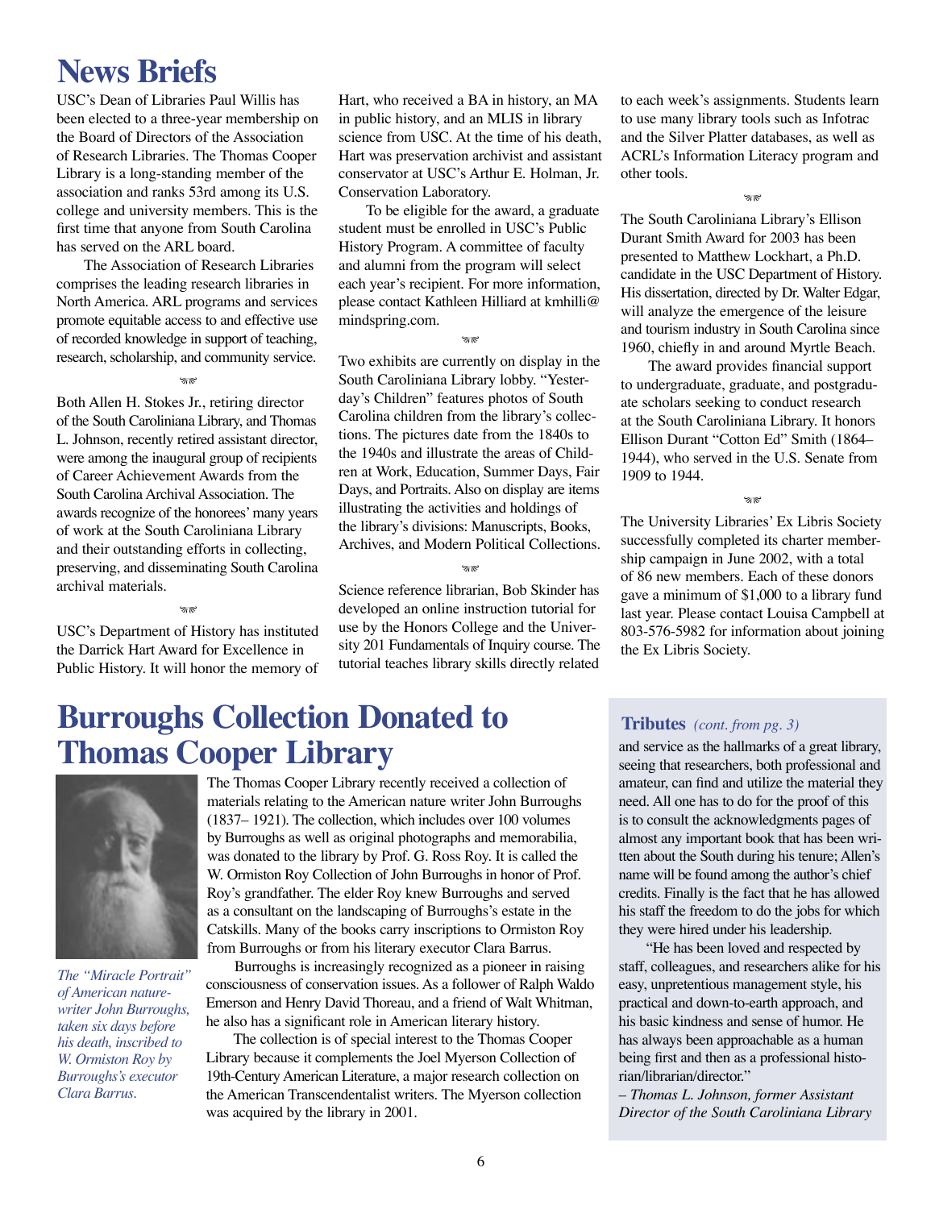# News Briefs

USC's Dean of Libraries Paul Willis has been elected to a three-year membership on the Board of Directors of the Association of Research Libraries. The Thomas Cooper Library is a long-standing member of the association and ranks 53rd among its U.S. college and university members. This is the first time that anyone from South Carolina has served on the ARL board.

The Association of Research Libraries comprises the leading research libraries in North America. ARL programs and services promote equitable access to and effective use of recorded knowledge in support of teaching, research, scholarship, and community service.

Both Allen H. Stokes Jr., retiring director of the South Caroliniana Library, and Thomas L. Johnson, recently retired assistant director, were among the inaugural group of recipients of Career Achievement Awards from the South Carolina Archival Association. The awards recognize of the honorees' many years of work at the South Caroliniana Library and their outstanding efforts in collecting, preserving, and disseminating South Carolina archival materials.

USC's Department of History has instituted the Darrick Hart Award for Excellence in Public History. It will honor the memory of Hart, who received a BA in history, an MA in public history, and an MLIS in library science from USC. At the time of his death, Hart was preservation archivist and assistant conservator at USC's Arthur E. Holman, Jr. Conservation Laboratory.

To be eligible for the award, a graduate student must be enrolled in USC's Public History Program. A committee of faculty and alumni from the program will select each year's recipient. For more information, please contact Kathleen Hilliard at kmhilli@mindspring.com.

Two exhibits are currently on display in the South Caroliniana Library lobby. "Yesterday's Children" features photos of South Carolina children from the library's collections. The pictures date from the 1840s to the 1940s and illustrate the areas of Children at Work, Education, Summer Days, Fair Days, and Portraits. Also on display are items illustrating the activities and holdings of the library's divisions: Manuscripts, Books, Archives, and Modern Political Collections.

Science reference librarian, Bob Skinder has developed an online instruction tutorial for use by the Honors College and the University 201 Fundamentals of Inquiry course. The tutorial teaches library skills directly related to each week's assignments. Students learn to use many library tools such as Infotrac and the Silver Platter databases, as well as ACRL's Information Literacy program and other tools.

The South Caroliniana Library's Ellison Durant Smith Award for 2003 has been presented to Matthew Lockhart, a Ph.D. candidate in the USC Department of History. His dissertation, directed by Dr. Walter Edgar, will analyze the emergence of the leisure and tourism industry in South Carolina since 1960, chiefly in and around Myrtle Beach.

The award provides financial support to undergraduate, graduate, and postgraduate scholars seeking to conduct research at the South Caroliniana Library. It honors Ellison Durant "Cotton Ed" Smith (1864–1944), who served in the U.S. Senate from 1909 to 1944.

The University Libraries' Ex Libris Society successfully completed its charter membership campaign in June 2002, with a total of 86 new members. Each of these donors gave a minimum of $1,000 to a library fund last year. Please contact Louisa Campbell at 803-576-5982 for information about joining the Ex Libris Society.

# Burroughs Collection Donated to Thomas Cooper Library

*The "Miracle Portrait" of American nature-writer John Burroughs, taken six days before his death, inscribed to W. Ormiston Roy by Burroughs's executor Clara Barrus.*

The Thomas Cooper Library recently received a collection of materials relating to the American nature writer John Burroughs (1837–1921). The collection, which includes over 100 volumes by Burroughs as well as original photographs and memorabilia, was donated to the library by Prof. G. Ross Roy. It is called the W. Ormiston Roy Collection of John Burroughs in honor of Prof. Roy's grandfather. The elder Roy knew Burroughs and served as a consultant on the landscaping of Burroughs's estate in the Catskills. Many of the books carry inscriptions to Ormiston Roy from Burroughs or from his literary executor Clara Barrus.

Burroughs is increasingly recognized as a pioneer in raising consciousness of conservation issues. As a follower of Ralph Waldo Emerson and Henry David Thoreau, and a friend of Walt Whitman, he also has a significant role in American literary history.

The collection is of special interest to the Thomas Cooper Library because it complements the Joel Myerson Collection of 19th-Century American Literature, a major research collection on the American Transcendentalist writers. The Myerson collection was acquired by the library in 2001.

### Tributes *(cont. from pg. 3)*

and service as the hallmarks of a great library, seeing that researchers, both professional and amateur, can find and utilize the material they need. All one has to do for the proof of this is to consult the acknowledgments pages of almost any important book that has been written about the South during his tenure; Allen's name will be found among the author's chief credits. Finally is the fact that he has allowed his staff the freedom to do the jobs for which they were hired under his leadership.

"He has been loved and respected by staff, colleagues, and researchers alike for his easy, unpretentious management style, his practical and down-to-earth approach, and his basic kindness and sense of humor. He has always been approachable as a human being first and then as a professional historian/librarian/director."

*– Thomas L. Johnson, former Assistant Director of the South Caroliniana Library*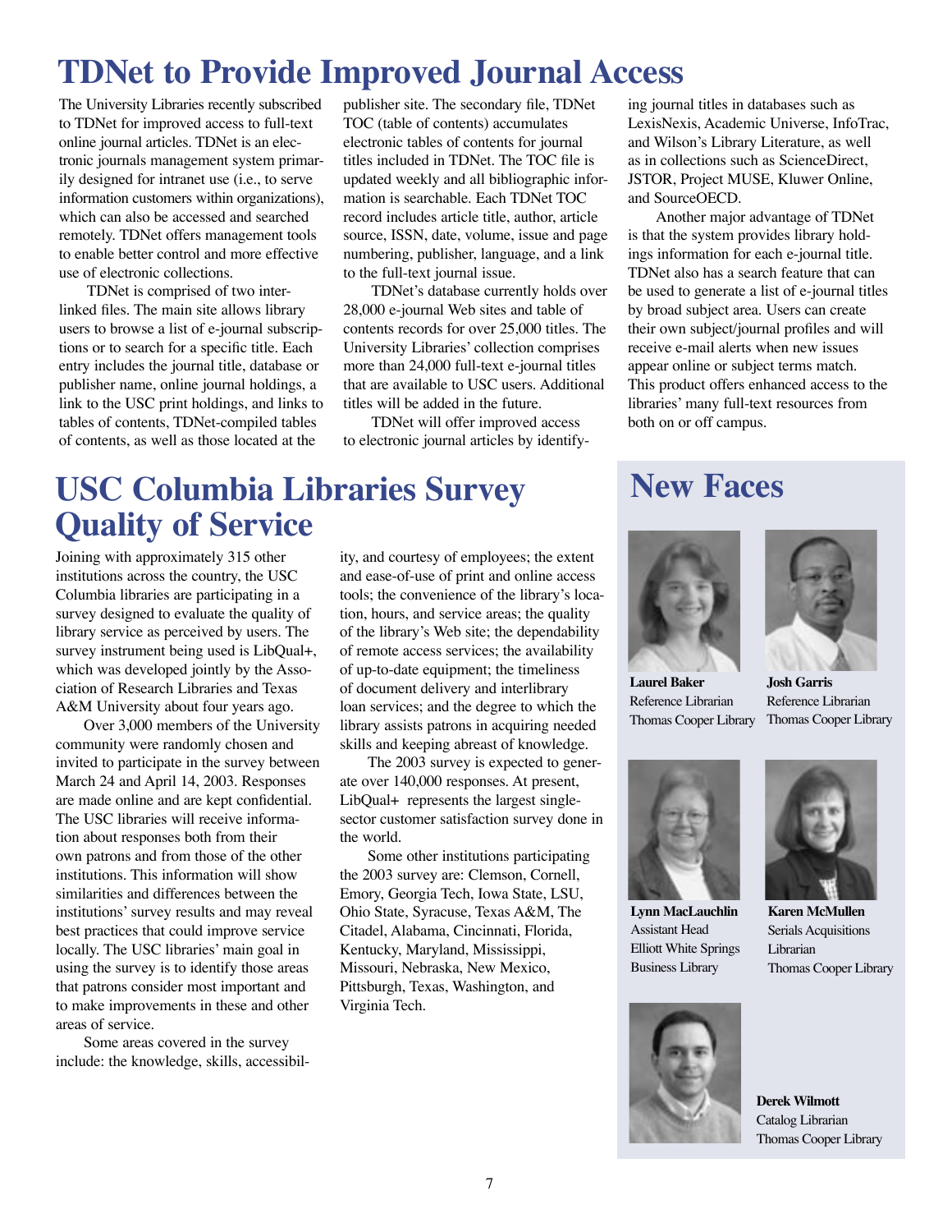# TDNet to Provide Improved Journal Access

The University Libraries recently subscribed to TDNet for improved access to full-text online journal articles. TDNet is an electronic journals management system primarily designed for intranet use (i.e., to serve information customers within organizations), which can also be accessed and searched remotely. TDNet offers management tools to enable better control and more effective use of electronic collections.

TDNet is comprised of two interlinked files. The main site allows library users to browse a list of e-journal subscriptions or to search for a specific title. Each entry includes the journal title, database or publisher name, online journal holdings, a link to the USC print holdings, and links to tables of contents, TDNet-compiled tables of contents, as well as those located at the publisher site. The secondary file, TDNet TOC (table of contents) accumulates electronic tables of contents for journal titles included in TDNet. The TOC file is updated weekly and all bibliographic information is searchable. Each TDNet TOC record includes article title, author, article source, ISSN, date, volume, issue and page numbering, publisher, language, and a link to the full-text journal issue.

TDNet's database currently holds over 28,000 e-journal Web sites and table of contents records for over 25,000 titles. The University Libraries' collection comprises more than 24,000 full-text e-journal titles that are available to USC users. Additional titles will be added in the future.

TDNet will offer improved access to electronic journal articles by identifying journal titles in databases such as LexisNexis, Academic Universe, InfoTrac, and Wilson's Library Literature, as well as in collections such as ScienceDirect, JSTOR, Project MUSE, Kluwer Online, and SourceOECD.

Another major advantage of TDNet is that the system provides library holdings information for each e-journal title. TDNet also has a search feature that can be used to generate a list of e-journal titles by broad subject area. Users can create their own subject/journal profiles and will receive e-mail alerts when new issues appear online or subject terms match. This product offers enhanced access to the libraries' many full-text resources from both on or off campus.

# USC Columbia Libraries Survey Quality of Service

Joining with approximately 315 other institutions across the country, the USC Columbia libraries are participating in a survey designed to evaluate the quality of library service as perceived by users. The survey instrument being used is LibQual+, which was developed jointly by the Association of Research Libraries and Texas A&M University about four years ago.

Over 3,000 members of the University community were randomly chosen and invited to participate in the survey between March 24 and April 14, 2003. Responses are made online and are kept confidential. The USC libraries will receive information about responses both from their own patrons and from those of the other institutions. This information will show similarities and differences between the institutions' survey results and may reveal best practices that could improve service locally. The USC libraries' main goal in using the survey is to identify those areas that patrons consider most important and to make improvements in these and other areas of service.

Some areas covered in the survey include: the knowledge, skills, accessibility, and courtesy of employees; the extent and ease-of-use of print and online access tools; the convenience of the library's location, hours, and service areas; the quality of the library's Web site; the dependability of remote access services; the availability of up-to-date equipment; the timeliness of document delivery and interlibrary loan services; and the degree to which the library assists patrons in acquiring needed skills and keeping abreast of knowledge.

The 2003 survey is expected to generate over 140,000 responses. At present, LibQual+ represents the largest single-sector customer satisfaction survey done in the world.

Some other institutions participating the 2003 survey are: Clemson, Cornell, Emory, Georgia Tech, Iowa State, LSU, Ohio State, Syracuse, Texas A&M, The Citadel, Alabama, Cincinnati, Florida, Kentucky, Maryland, Mississippi, Missouri, Nebraska, New Mexico, Pittsburgh, Texas, Washington, and Virginia Tech.

# New Faces

**Laurel Baker**
Reference Librarian
Thomas Cooper Library

**Josh Garris**
Reference Librarian
Thomas Cooper Library

**Lynn MacLauchlin**
Assistant Head
Elliott White Springs Business Library

**Karen McMullen**
Serials Acquisitions Librarian
Thomas Cooper Library

**Derek Wilmott**
Catalog Librarian
Thomas Cooper Library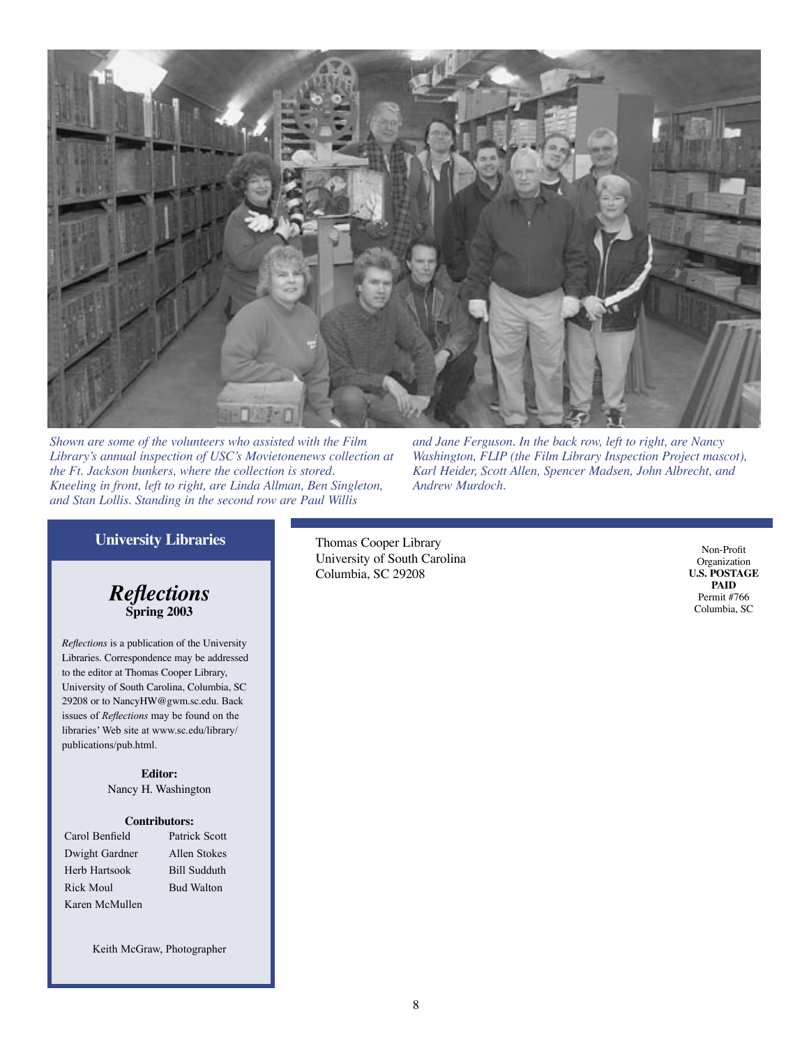*Shown are some of the volunteers who assisted with the Film Library's annual inspection of USC's Movietonenews collection at the Ft. Jackson bunkers, where the collection is stored. Kneeling in front, left to right, are Linda Allman, Ben Singleton, and Stan Lollis. Standing in the second row are Paul Willis and Jane Ferguson. In the back row, left to right, are Nancy Washington, FLIP (the Film Library Inspection Project mascot), Karl Heider, Scott Allen, Spencer Madsen, John Albrecht, and Andrew Murdoch.*

## University Libraries

### *Reflections*
**Spring 2003**

*Reflections* is a publication of the University Libraries. Correspondence may be addressed to the editor at Thomas Cooper Library, University of South Carolina, Columbia, SC 29208 or to NancyHW@gwm.sc.edu. Back issues of *Reflections* may be found on the libraries' Web site at www.sc.edu/library/publications/pub.html.

**Editor:**
Nancy H. Washington

**Contributors:**

Carol Benfield
Dwight Gardner
Herb Hartsook
Rick Moul
Karen McMullen
Patrick Scott
Allen Stokes
Bill Sudduth
Bud Walton

Keith McGraw, Photographer

Thomas Cooper Library
University of South Carolina
Columbia, SC 29208

Non-Profit
Organization
**U.S. POSTAGE**
**PAID**
Permit #766
Columbia, SC